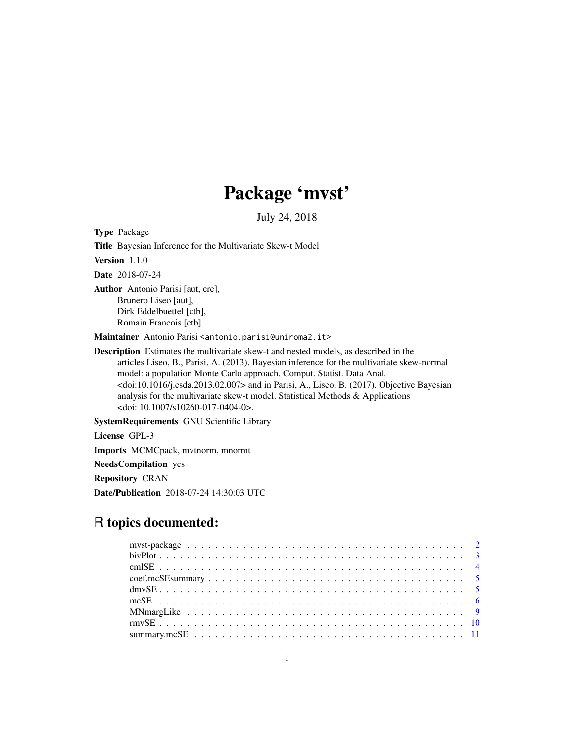# Package 'mvst'

July 24, 2018

**Type** Package

**Title** Bayesian Inference for the Multivariate Skew-t Model

**Version** 1.1.0

**Date** 2018-07-24

**Author** Antonio Parisi [aut, cre],
Brunero Liseo [aut],
Dirk Eddelbuettel [ctb],
Romain Francois [ctb]

**Maintainer** Antonio Parisi <antonio.parisi@uniroma2.it>

**Description** Estimates the multivariate skew-t and nested models, as described in the articles Liseo, B., Parisi, A. (2013). Bayesian inference for the multivariate skew-normal model: a population Monte Carlo approach. Comput. Statist. Data Anal. <doi:10.1016/j.csda.2013.02.007> and in Parisi, A., Liseo, B. (2017). Objective Bayesian analysis for the multivariate skew-t model. Statistical Methods & Applications <doi: 10.1007/s10260-017-0404-0>.

**SystemRequirements** GNU Scientific Library

**License** GPL-3

**Imports** MCMCpack, mvtnorm, mnormt

**NeedsCompilation** yes

**Repository** CRAN

**Date/Publication** 2018-07-24 14:30:03 UTC

## R topics documented:

- mvst-package . . . . . . . . . . . . . . . . . . . . . . . . . . . . . . . . . . . . 2
- bivPlot . . . . . . . . . . . . . . . . . . . . . . . . . . . . . . . . . . . . . . . 3
- cmlSE . . . . . . . . . . . . . . . . . . . . . . . . . . . . . . . . . . . . . . . 4
- coef.mcSEsummary . . . . . . . . . . . . . . . . . . . . . . . . . . . . . . . . . 5
- dmvSE . . . . . . . . . . . . . . . . . . . . . . . . . . . . . . . . . . . . . . . 5
- mcSE . . . . . . . . . . . . . . . . . . . . . . . . . . . . . . . . . . . . . . . . 6
- MNmargLike . . . . . . . . . . . . . . . . . . . . . . . . . . . . . . . . . . . . 9
- rmvSE . . . . . . . . . . . . . . . . . . . . . . . . . . . . . . . . . . . . . . . 10
- summary.mcSE . . . . . . . . . . . . . . . . . . . . . . . . . . . . . . . . . . . 11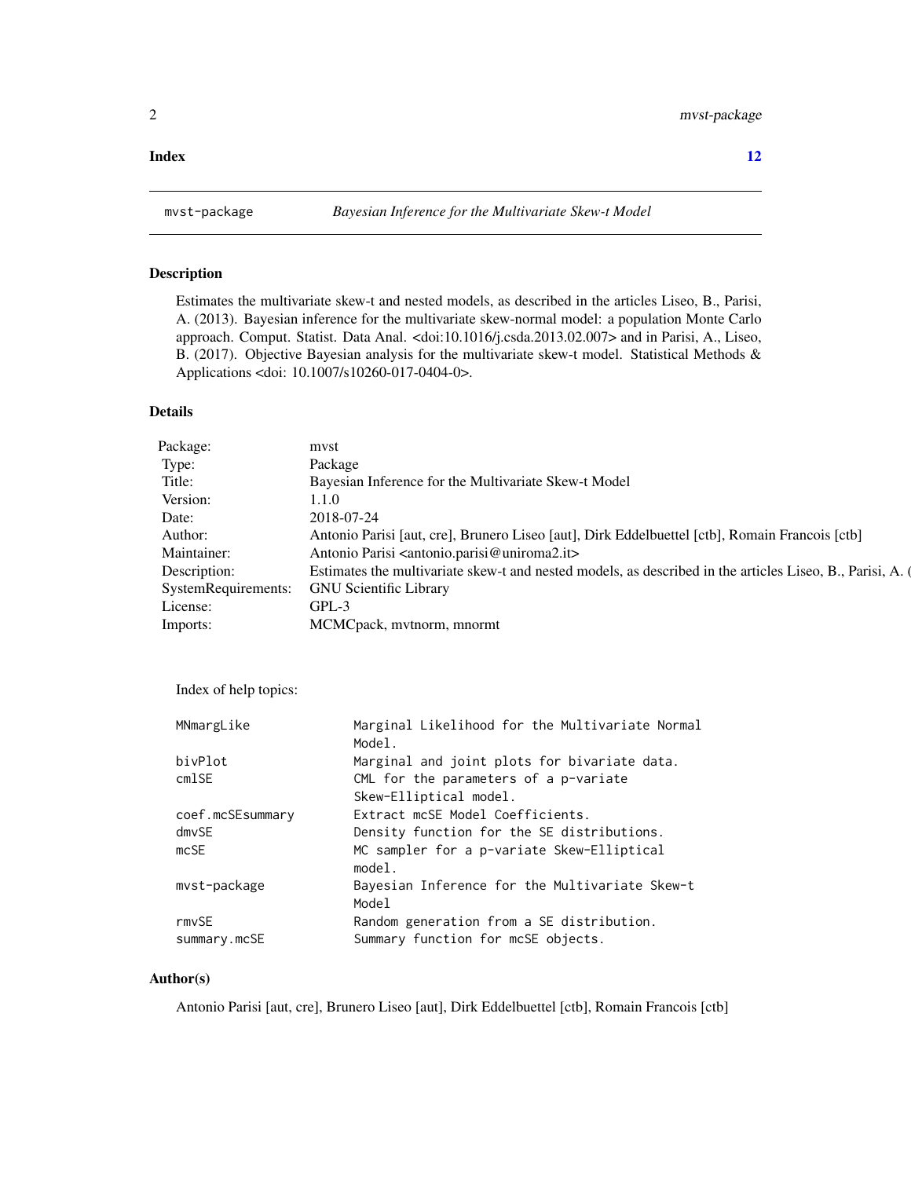**Index** **12**

---

mvst-package *Bayesian Inference for the Multivariate Skew-t Model*

---

## Description

Estimates the multivariate skew-t and nested models, as described in the articles Liseo, B., Parisi, A. (2013). Bayesian inference for the multivariate skew-normal model: a population Monte Carlo approach. Comput. Statist. Data Anal. <doi:10.1016/j.csda.2013.02.007> and in Parisi, A., Liseo, B. (2017). Objective Bayesian analysis for the multivariate skew-t model. Statistical Methods & Applications <doi: 10.1007/s10260-017-0404-0>.

## Details

| | |
|---|---|
| Package: | mvst |
| Type: | Package |
| Title: | Bayesian Inference for the Multivariate Skew-t Model |
| Version: | 1.1.0 |
| Date: | 2018-07-24 |
| Author: | Antonio Parisi [aut, cre], Brunero Liseo [aut], Dirk Eddelbuettel [ctb], Romain Francois [ctb] |
| Maintainer: | Antonio Parisi <antonio.parisi@uniroma2.it> |
| Description: | Estimates the multivariate skew-t and nested models, as described in the articles Liseo, B., Parisi, A. ( |
| SystemRequirements: | GNU Scientific Library |
| License: | GPL-3 |
| Imports: | MCMCpack, mvtnorm, mnormt |

Index of help topics:

```
MNmargLike              Marginal Likelihood for the Multivariate Normal
                        Model.
bivPlot                 Marginal and joint plots for bivariate data.
cmlSE                   CML for the parameters of a p-variate
                        Skew-Elliptical model.
coef.mcSEsummary        Extract mcSE Model Coefficients.
dmvSE                   Density function for the SE distributions.
mcSE                    MC sampler for a p-variate Skew-Elliptical
                        model.
mvst-package            Bayesian Inference for the Multivariate Skew-t
                        Model
rmvSE                   Random generation from a SE distribution.
summary.mcSE            Summary function for mcSE objects.
```

## Author(s)

Antonio Parisi [aut, cre], Brunero Liseo [aut], Dirk Eddelbuettel [ctb], Romain Francois [ctb]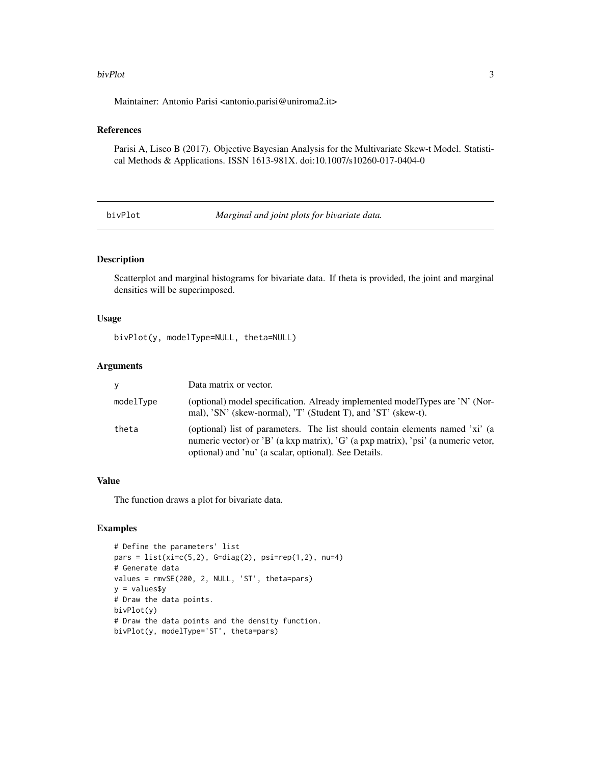Maintainer: Antonio Parisi <antonio.parisi@uniroma2.it>

### References

Parisi A, Liseo B (2017). Objective Bayesian Analysis for the Multivariate Skew-t Model. Statistical Methods & Applications. ISSN 1613-981X. doi:10.1007/s10260-017-0404-0

---

## bivPlot — *Marginal and joint plots for bivariate data.*

---

### Description

Scatterplot and marginal histograms for bivariate data. If theta is provided, the joint and marginal densities will be superimposed.

### Usage

```
bivPlot(y, modelType=NULL, theta=NULL)
```

### Arguments

| | |
|---|---|
| y | Data matrix or vector. |
| modelType | (optional) model specification. Already implemented modelTypes are 'N' (Normal), 'SN' (skew-normal), 'T' (Student T), and 'ST' (skew-t). |
| theta | (optional) list of parameters. The list should contain elements named 'xi' (a numeric vector) or 'B' (a kxp matrix), 'G' (a pxp matrix), 'psi' (a numeric vetor, optional) and 'nu' (a scalar, optional). See Details. |

### Value

The function draws a plot for bivariate data.

### Examples

```
# Define the parameters' list
pars = list(xi=c(5,2), G=diag(2), psi=rep(1,2), nu=4)
# Generate data
values = rmvSE(200, 2, NULL, 'ST', theta=pars)
y = values$y
# Draw the data points.
bivPlot(y)
# Draw the data points and the density function.
bivPlot(y, modelType='ST', theta=pars)
```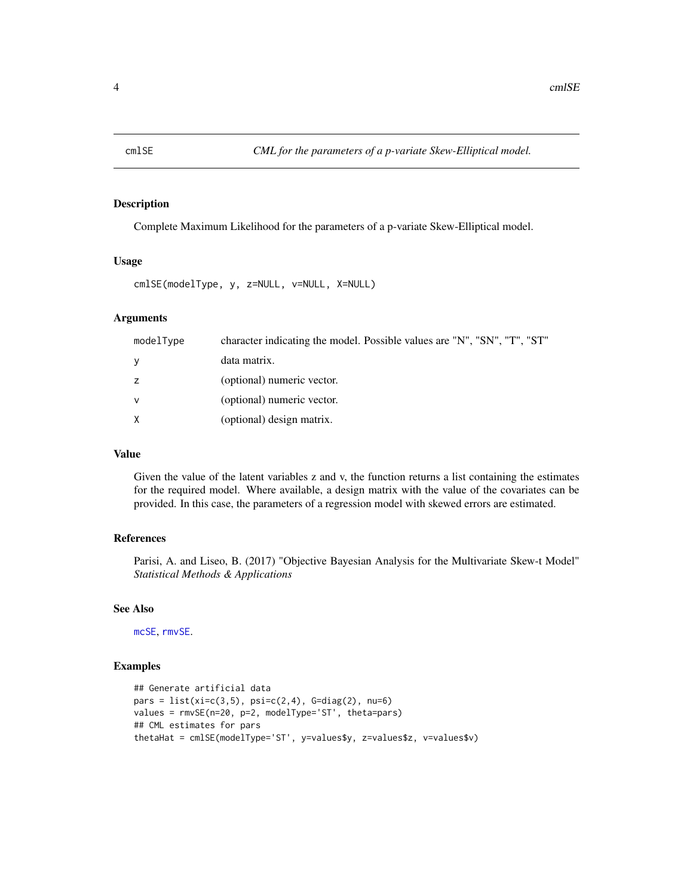# cmlSE — *CML for the parameters of a p-variate Skew-Elliptical model.*

## Description

Complete Maximum Likelihood for the parameters of a p-variate Skew-Elliptical model.

## Usage

```
cmlSE(modelType, y, z=NULL, v=NULL, X=NULL)
```

## Arguments

| | |
|---|---|
| modelType | character indicating the model. Possible values are "N", "SN", "T", "ST" |
| y | data matrix. |
| z | (optional) numeric vector. |
| v | (optional) numeric vector. |
| X | (optional) design matrix. |

## Value

Given the value of the latent variables z and v, the function returns a list containing the estimates for the required model. Where available, a design matrix with the value of the covariates can be provided. In this case, the parameters of a regression model with skewed errors are estimated.

## References

Parisi, A. and Liseo, B. (2017) "Objective Bayesian Analysis for the Multivariate Skew-t Model" *Statistical Methods & Applications*

## See Also

mcSE, rmvSE.

## Examples

```
## Generate artificial data
pars = list(xi=c(3,5), psi=c(2,4), G=diag(2), nu=6)
values = rmvSE(n=20, p=2, modelType='ST', theta=pars)
## CML estimates for pars
thetaHat = cmlSE(modelType='ST', y=values$y, z=values$z, v=values$v)
```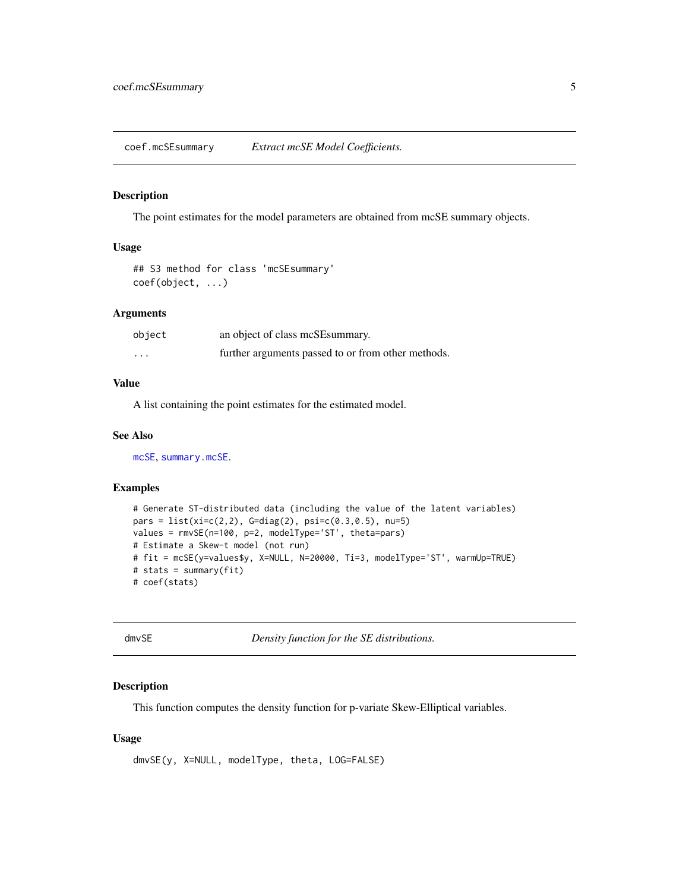## coef.mcSEsummary — *Extract mcSE Model Coefficients.*

### Description

The point estimates for the model parameters are obtained from mcSE summary objects.

### Usage

```
## S3 method for class 'mcSEsummary'
coef(object, ...)
```

### Arguments

| | |
|---|---|
| `object` | an object of class mcSEsummary. |
| `...` | further arguments passed to or from other methods. |

### Value

A list containing the point estimates for the estimated model.

### See Also

`mcSE`, `summary.mcSE`.

### Examples

```
# Generate ST-distributed data (including the value of the latent variables)
pars = list(xi=c(2,2), G=diag(2), psi=c(0.3,0.5), nu=5)
values = rmvSE(n=100, p=2, modelType='ST', theta=pars)
# Estimate a Skew-t model (not run)
# fit = mcSE(y=values$y, X=NULL, N=20000, Ti=3, modelType='ST', warmUp=TRUE)
# stats = summary(fit)
# coef(stats)
```

## dmvSE — *Density function for the SE distributions.*

### Description

This function computes the density function for p-variate Skew-Elliptical variables.

### Usage

```
dmvSE(y, X=NULL, modelType, theta, LOG=FALSE)
```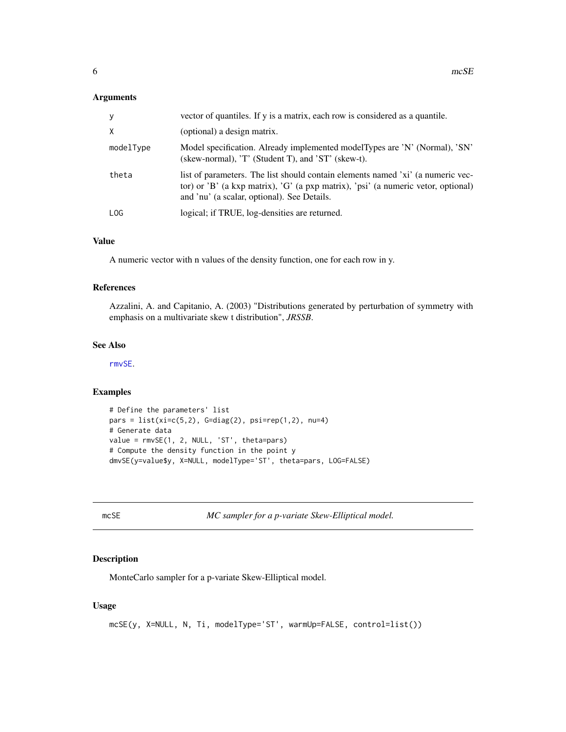### Arguments

| | |
|---|---|
| y | vector of quantiles. If y is a matrix, each row is considered as a quantile. |
| X | (optional) a design matrix. |
| modelType | Model specification. Already implemented modelTypes are 'N' (Normal), 'SN' (skew-normal), 'T' (Student T), and 'ST' (skew-t). |
| theta | list of parameters. The list should contain elements named 'xi' (a numeric vector) or 'B' (a kxp matrix), 'G' (a pxp matrix), 'psi' (a numeric vetor, optional) and 'nu' (a scalar, optional). See Details. |
| LOG | logical; if TRUE, log-densities are returned. |

### Value

A numeric vector with n values of the density function, one for each row in y.

### References

Azzalini, A. and Capitanio, A. (2003) "Distributions generated by perturbation of symmetry with emphasis on a multivariate skew t distribution", *JRSSB*.

### See Also

rmvSE.

### Examples

```
# Define the parameters' list
pars = list(xi=c(5,2), G=diag(2), psi=rep(1,2), nu=4)
# Generate data
value = rmvSE(1, 2, NULL, 'ST', theta=pars)
# Compute the density function in the point y
dmvSE(y=value$y, X=NULL, modelType='ST', theta=pars, LOG=FALSE)
```

---

## mcSE — *MC sampler for a p-variate Skew-Elliptical model.*

### Description

MonteCarlo sampler for a p-variate Skew-Elliptical model.

### Usage

```
mcSE(y, X=NULL, N, Ti, modelType='ST', warmUp=FALSE, control=list())
```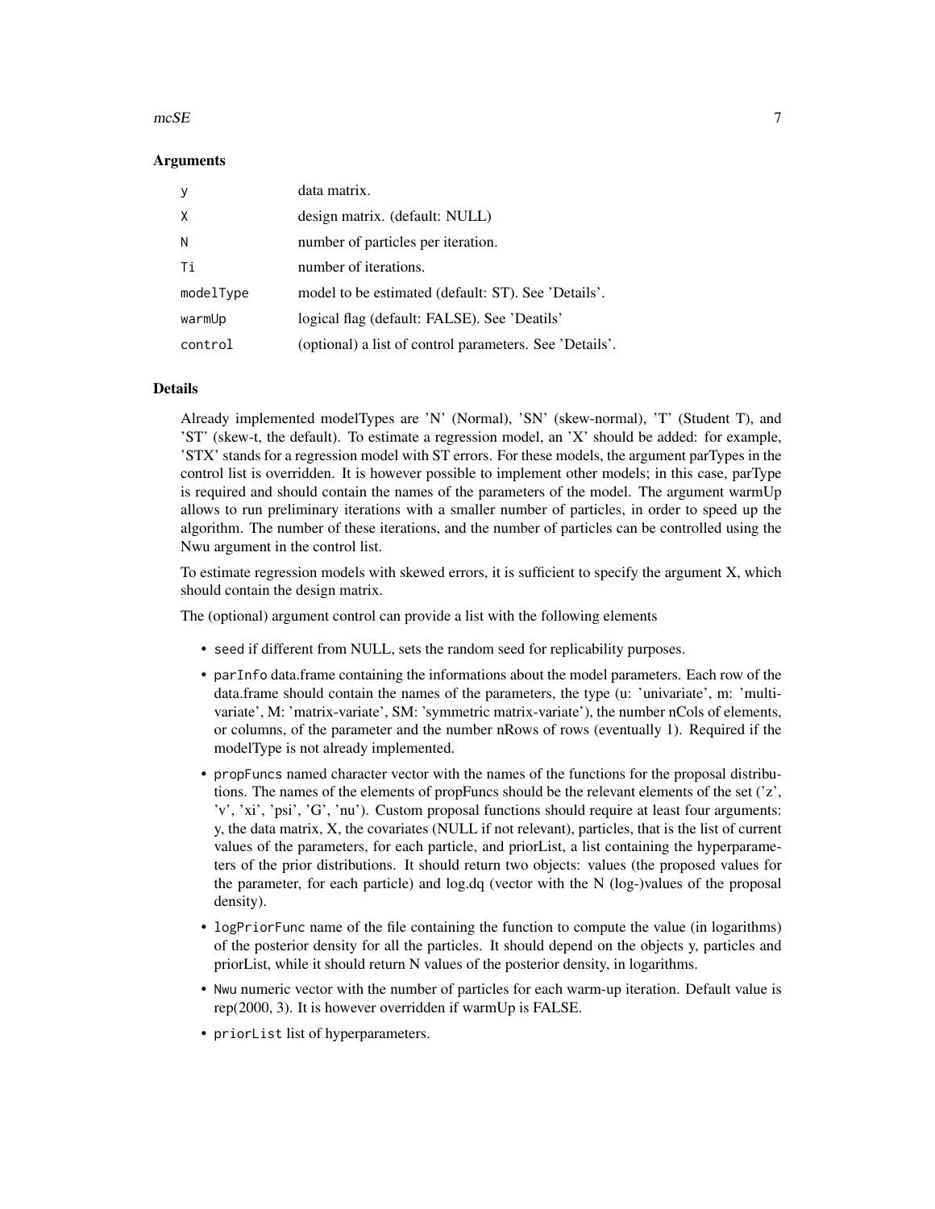### Arguments

| | |
|---|---|
| `y` | data matrix. |
| `X` | design matrix. (default: NULL) |
| `N` | number of particles per iteration. |
| `Ti` | number of iterations. |
| `modelType` | model to be estimated (default: ST). See 'Details'. |
| `warmUp` | logical flag (default: FALSE). See 'Deatils' |
| `control` | (optional) a list of control parameters. See 'Details'. |

### Details

Already implemented modelTypes are 'N' (Normal), 'SN' (skew-normal), 'T' (Student T), and 'ST' (skew-t, the default). To estimate a regression model, an 'X' should be added: for example, 'STX' stands for a regression model with ST errors. For these models, the argument parTypes in the control list is overridden. It is however possible to implement other models; in this case, parType is required and should contain the names of the parameters of the model. The argument warmUp allows to run preliminary iterations with a smaller number of particles, in order to speed up the algorithm. The number of these iterations, and the number of particles can be controlled using the Nwu argument in the control list.

To estimate regression models with skewed errors, it is sufficient to specify the argument X, which should contain the design matrix.

The (optional) argument control can provide a list with the following elements

- `seed` if different from NULL, sets the random seed for replicability purposes.
- `parInfo` data.frame containing the informations about the model parameters. Each row of the data.frame should contain the names of the parameters, the type (u: 'univariate', m: 'multivariate', M: 'matrix-variate', SM: 'symmetric matrix-variate'), the number nCols of elements, or columns, of the parameter and the number nRows of rows (eventually 1). Required if the modelType is not already implemented.
- `propFuncs` named character vector with the names of the functions for the proposal distributions. The names of the elements of propFuncs should be the relevant elements of the set ('z', 'v', 'xi', 'psi', 'G', 'nu'). Custom proposal functions should require at least four arguments: y, the data matrix, X, the covariates (NULL if not relevant), particles, that is the list of current values of the parameters, for each particle, and priorList, a list containing the hyperparameters of the prior distributions. It should return two objects: values (the proposed values for the parameter, for each particle) and log.dq (vector with the N (log-)values of the proposal density).
- `logPriorFunc` name of the file containing the function to compute the value (in logarithms) of the posterior density for all the particles. It should depend on the objects y, particles and priorList, while it should return N values of the posterior density, in logarithms.
- `Nwu` numeric vector with the number of particles for each warm-up iteration. Default value is rep(2000, 3). It is however overridden if warmUp is FALSE.
- `priorList` list of hyperparameters.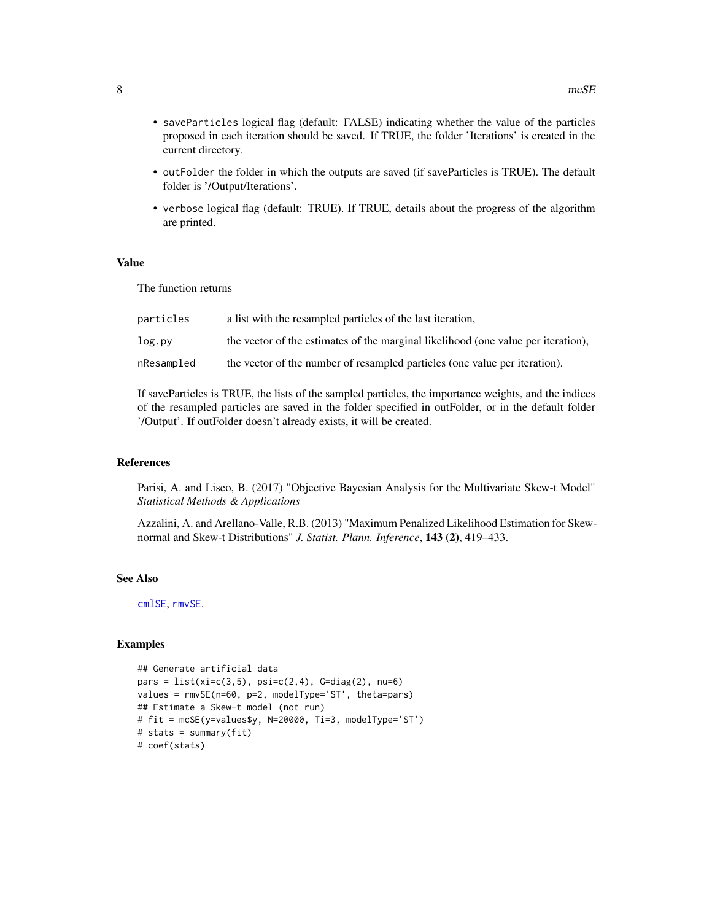- `saveParticles` logical flag (default: FALSE) indicating whether the value of the particles proposed in each iteration should be saved. If TRUE, the folder 'Iterations' is created in the current directory.
- `outFolder` the folder in which the outputs are saved (if saveParticles is TRUE). The default folder is '/Output/Iterations'.
- `verbose` logical flag (default: TRUE). If TRUE, details about the progress of the algorithm are printed.

### Value

The function returns

| | |
|---|---|
| `particles` | a list with the resampled particles of the last iteration, |
| `log.py` | the vector of the estimates of the marginal likelihood (one value per iteration), |
| `nResampled` | the vector of the number of resampled particles (one value per iteration). |

If saveParticles is TRUE, the lists of the sampled particles, the importance weights, and the indices of the resampled particles are saved in the folder specified in outFolder, or in the default folder '/Output'. If outFolder doesn't already exists, it will be created.

### References

Parisi, A. and Liseo, B. (2017) "Objective Bayesian Analysis for the Multivariate Skew-t Model" *Statistical Methods & Applications*

Azzalini, A. and Arellano-Valle, R.B. (2013) "Maximum Penalized Likelihood Estimation for Skew-normal and Skew-t Distributions" *J. Statist. Plann. Inference*, **143** (**2**), 419–433.

### See Also

`cmlSE`, `rmvSE`.

### Examples

```
## Generate artificial data
pars = list(xi=c(3,5), psi=c(2,4), G=diag(2), nu=6)
values = rmvSE(n=60, p=2, modelType='ST', theta=pars)
## Estimate a Skew-t model (not run)
# fit = mcSE(y=values$y, N=20000, Ti=3, modelType='ST')
# stats = summary(fit)
# coef(stats)
```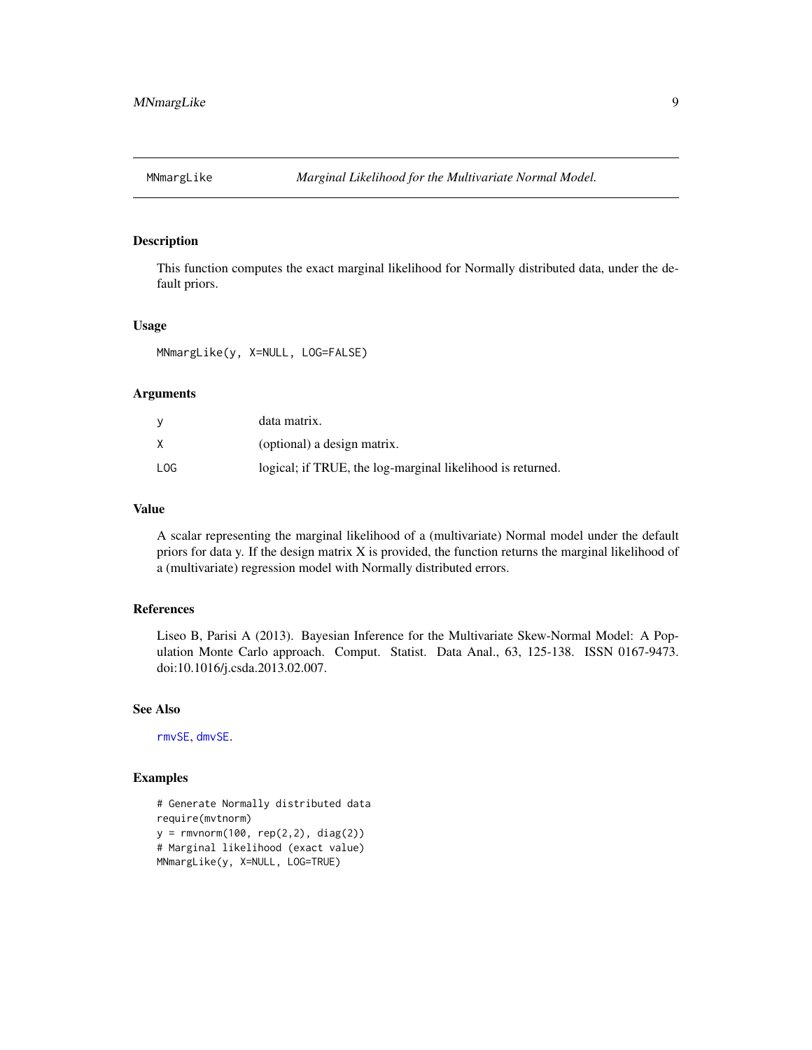# MNmargLike — *Marginal Likelihood for the Multivariate Normal Model.*

## Description

This function computes the exact marginal likelihood for Normally distributed data, under the default priors.

## Usage

```
MNmargLike(y, X=NULL, LOG=FALSE)
```

## Arguments

| | |
|---|---|
| y | data matrix. |
| X | (optional) a design matrix. |
| LOG | logical; if TRUE, the log-marginal likelihood is returned. |

## Value

A scalar representing the marginal likelihood of a (multivariate) Normal model under the default priors for data y. If the design matrix X is provided, the function returns the marginal likelihood of a (multivariate) regression model with Normally distributed errors.

## References

Liseo B, Parisi A (2013). Bayesian Inference for the Multivariate Skew-Normal Model: A Population Monte Carlo approach. Comput. Statist. Data Anal., 63, 125-138. ISSN 0167-9473. doi:10.1016/j.csda.2013.02.007.

## See Also

rmvSE, dmvSE.

## Examples

```
# Generate Normally distributed data
require(mvtnorm)
y = rmvnorm(100, rep(2,2), diag(2))
# Marginal likelihood (exact value)
MNmargLike(y, X=NULL, LOG=TRUE)
```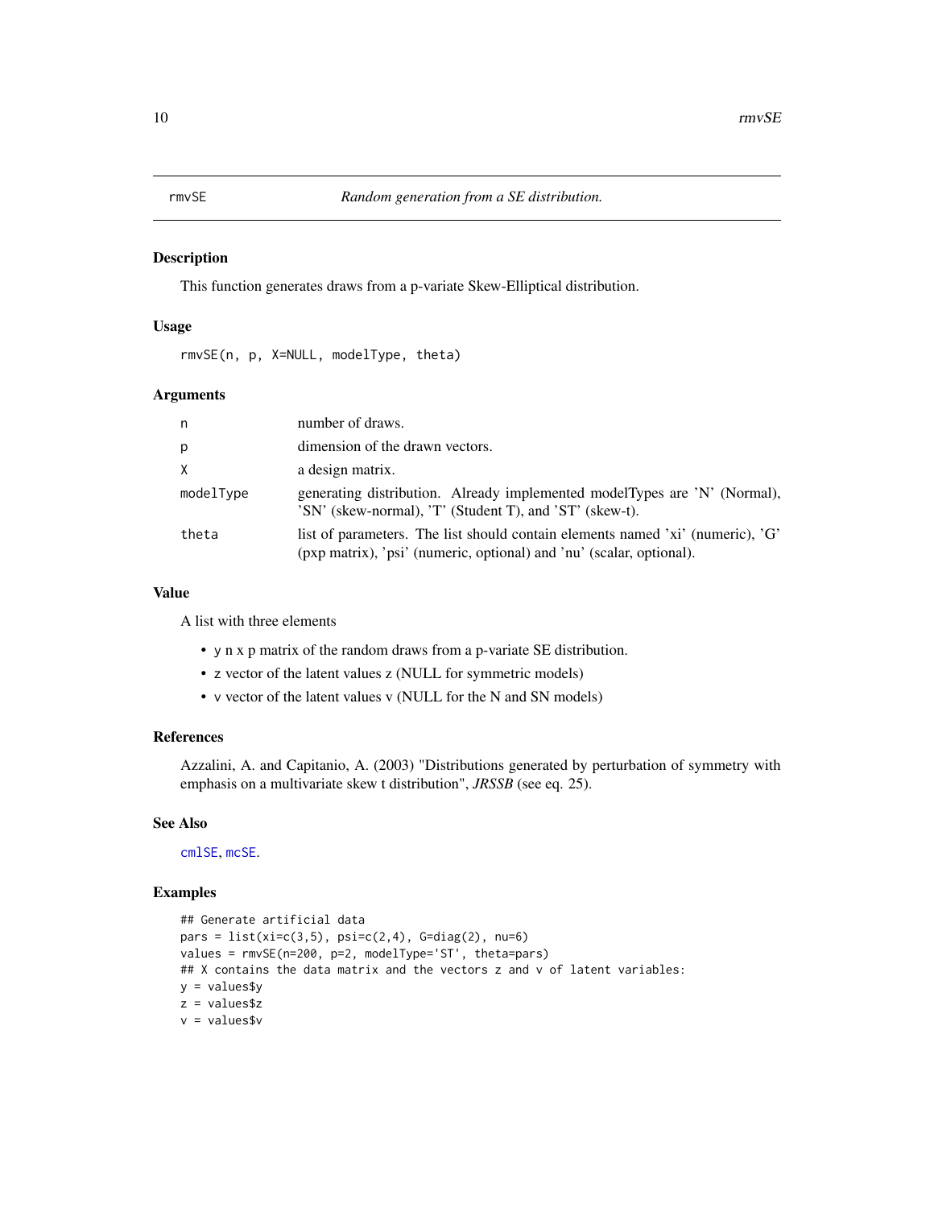rmvSE *Random generation from a SE distribution.*

## Description

This function generates draws from a p-variate Skew-Elliptical distribution.

## Usage

```
rmvSE(n, p, X=NULL, modelType, theta)
```

## Arguments

| | |
|---|---|
| n | number of draws. |
| p | dimension of the drawn vectors. |
| X | a design matrix. |
| modelType | generating distribution. Already implemented modelTypes are 'N' (Normal), 'SN' (skew-normal), 'T' (Student T), and 'ST' (skew-t). |
| theta | list of parameters. The list should contain elements named 'xi' (numeric), 'G' (pxp matrix), 'psi' (numeric, optional) and 'nu' (scalar, optional). |

## Value

A list with three elements

- y n x p matrix of the random draws from a p-variate SE distribution.
- z vector of the latent values z (NULL for symmetric models)
- v vector of the latent values v (NULL for the N and SN models)

## References

Azzalini, A. and Capitanio, A. (2003) "Distributions generated by perturbation of symmetry with emphasis on a multivariate skew t distribution", *JRSSB* (see eq. 25).

## See Also

cmlSE, mcSE.

## Examples

```
## Generate artificial data
pars = list(xi=c(3,5), psi=c(2,4), G=diag(2), nu=6)
values = rmvSE(n=200, p=2, modelType='ST', theta=pars)
## X contains the data matrix and the vectors z and v of latent variables:
y = values$y
z = values$z
v = values$v
```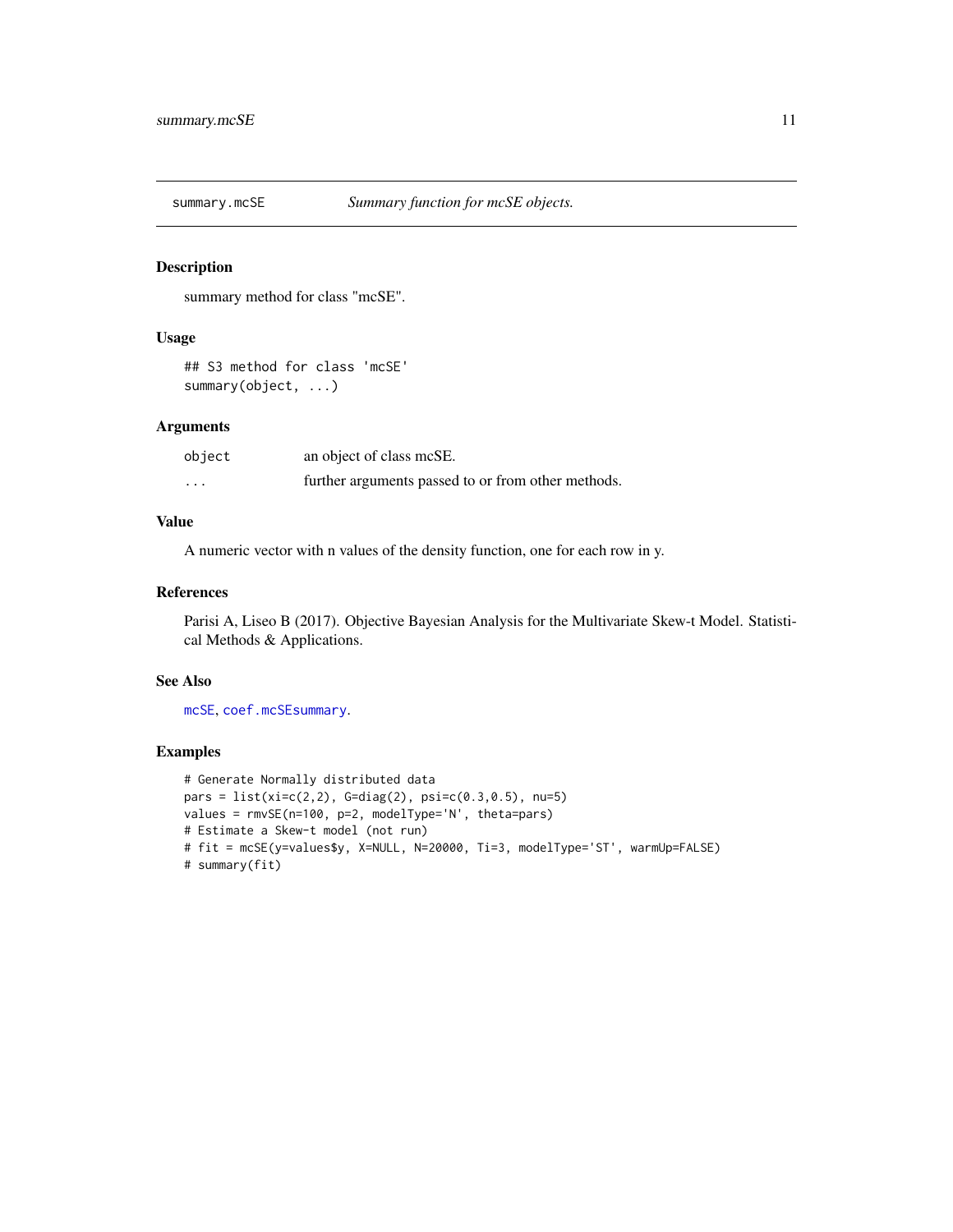summary.mcSE — *Summary function for mcSE objects.*

## Description

summary method for class "mcSE".

## Usage

```
## S3 method for class 'mcSE'
summary(object, ...)
```

## Arguments

| | |
|---|---|
| object | an object of class mcSE. |
| ... | further arguments passed to or from other methods. |

## Value

A numeric vector with n values of the density function, one for each row in y.

## References

Parisi A, Liseo B (2017). Objective Bayesian Analysis for the Multivariate Skew-t Model. Statistical Methods & Applications.

## See Also

mcSE, coef.mcSEsummary.

## Examples

```
# Generate Normally distributed data
pars = list(xi=c(2,2), G=diag(2), psi=c(0.3,0.5), nu=5)
values = rmvSE(n=100, p=2, modelType='N', theta=pars)
# Estimate a Skew-t model (not run)
# fit = mcSE(y=values$y, X=NULL, N=20000, Ti=3, modelType='ST', warmUp=FALSE)
# summary(fit)
```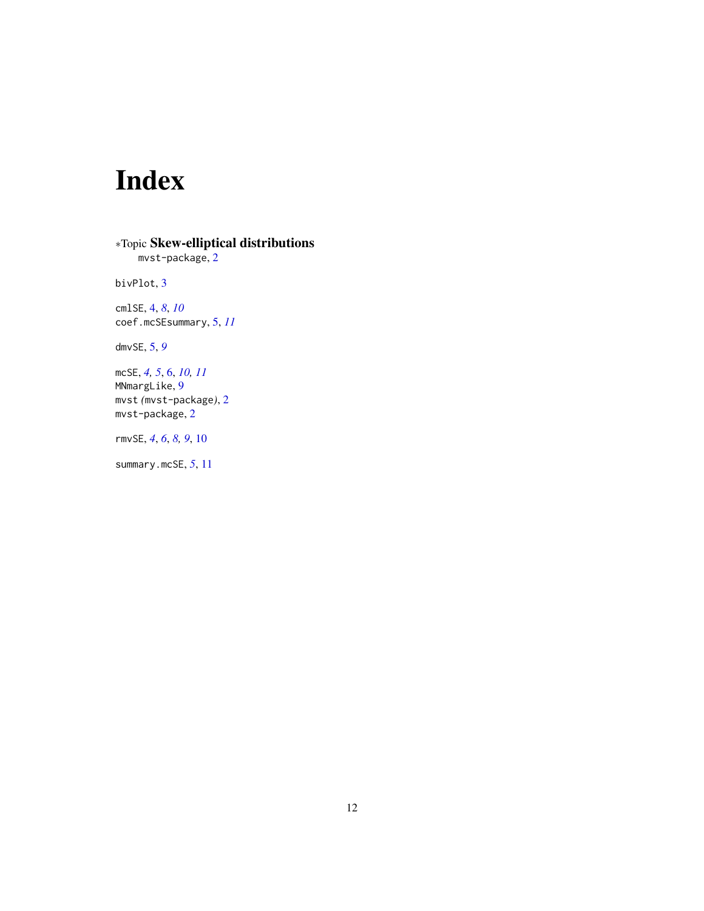# Index

∗Topic **Skew-elliptical distributions**
    mvst-package, 2

bivPlot, 3

cmlSE, 4, *8*, *10*
coef.mcSEsummary, 5, *11*

dmvSE, 5, *9*

mcSE, *4, 5*, 6, *10, 11*
MNmargLike, 9
mvst *(*mvst-package*)*, 2
mvst-package, 2

rmvSE, *4*, *6*, *8, 9*, 10

summary.mcSE, *5*, 11